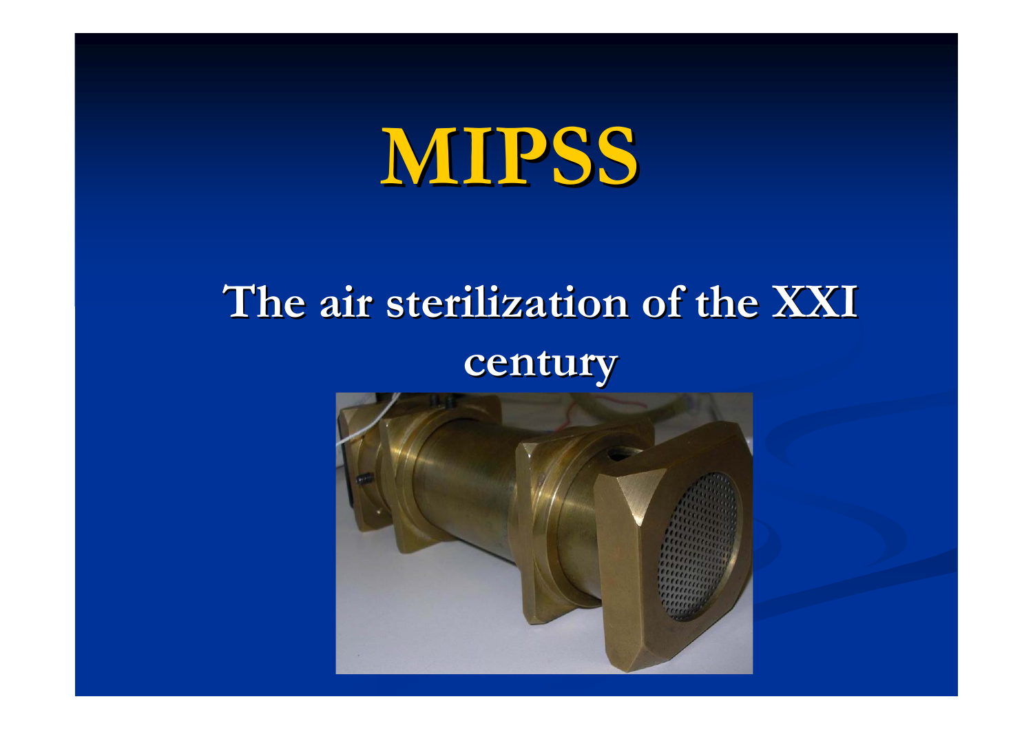# MIPSS

## The air sterilization of the XXI century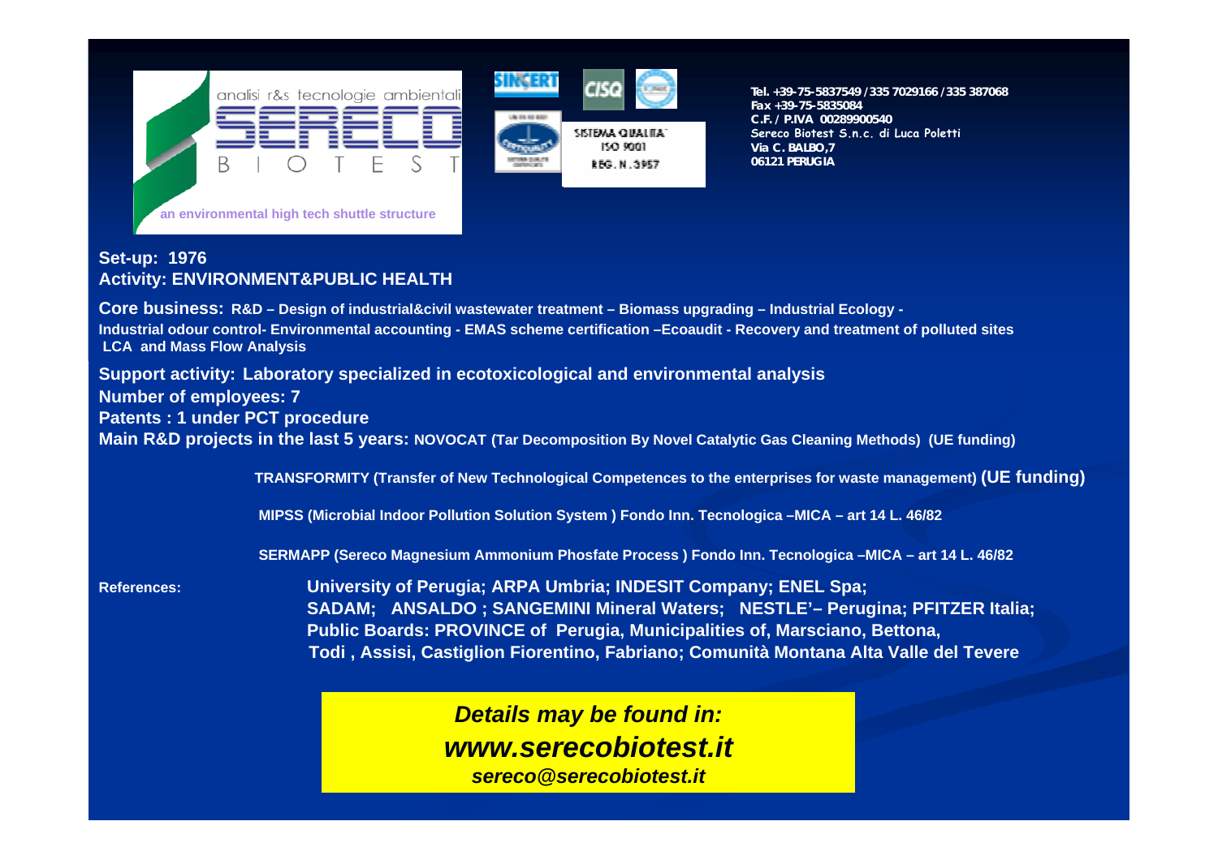analisi r&s tecnologie ambientali

SERECO

B I O T E S T

an environmental high tech shuttle structure

SINCERT CISQ

SISTEMA QUALITA' ISO 9001 REG. N. 3957

Tel. +39-75-5837549 / 335 7029166 / 335 387068
Fax +39-75-5835084
C.F. / P.IVA 00289900540
Sereco Biotest S.n.c. di Luca Poletti
Via C. BALBO,7
06121 PERUGIA

**Set-up: 1976**
**Activity: ENVIRONMENT&PUBLIC HEALTH**

**Core business: R&D – Design of industrial&civil wastewater treatment – Biomass upgrading – Industrial Ecology - Industrial odour control- Environmental accounting - EMAS scheme certification –Ecoaudit - Recovery and treatment of polluted sites LCA and Mass Flow Analysis**

**Support activity: Laboratory specialized in ecotoxicological and environmental analysis**
**Number of employees: 7**
**Patents : 1 under PCT procedure**
**Main R&D projects in the last 5 years: NOVOCAT (Tar Decomposition By Novel Catalytic Gas Cleaning Methods) (UE funding)**

**TRANSFORMITY (Transfer of New Technological Competences to the enterprises for waste management) (UE funding)**

**MIPSS (Microbial Indoor Pollution Solution System ) Fondo Inn. Tecnologica –MICA – art 14 L. 46/82**

**SERMAPP (Sereco Magnesium Ammonium Phosfate Process ) Fondo Inn. Tecnologica –MICA – art 14 L. 46/82**

**References:** **University of Perugia; ARPA Umbria; INDESIT Company; ENEL Spa; SADAM; ANSALDO ; SANGEMINI Mineral Waters; NESTLE'– Perugina; PFITZER Italia; Public Boards: PROVINCE of Perugia, Municipalities of, Marsciano, Bettona, Todi , Assisi, Castiglion Fiorentino, Fabriano; Comunità Montana Alta Valle del Tevere**

***Details may be found in:***
***www.serecobiotest.it***
***sereco@serecobiotest.it***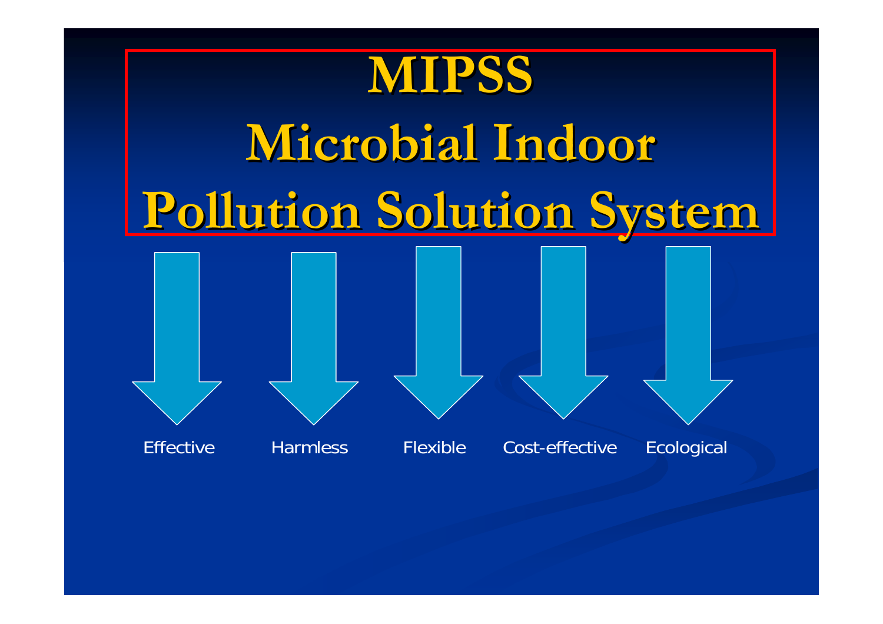# MIPSS

# Microbial Indoor Pollution Solution System

- Effective
- Harmless
- Flexible
- Cost-effective
- Ecological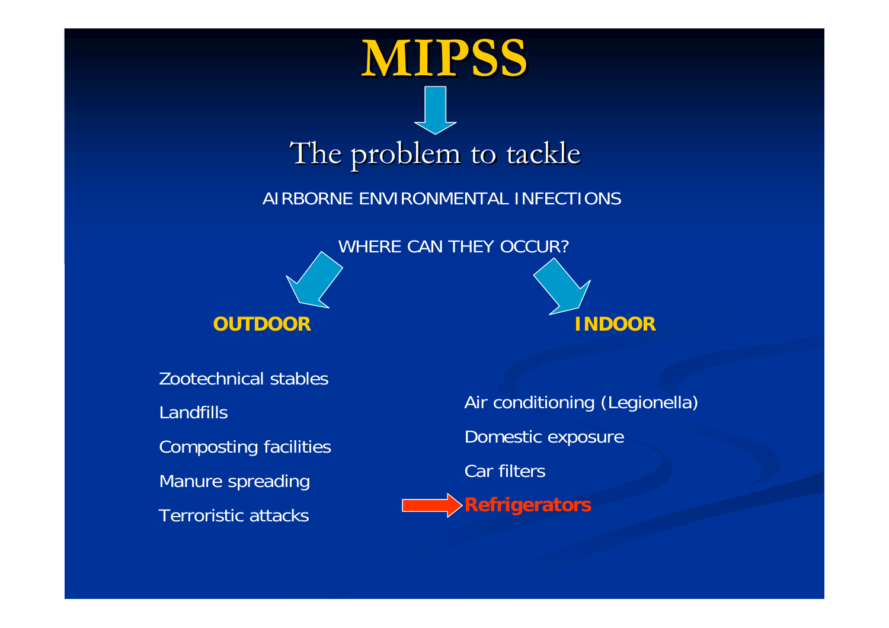# MIPSS

## The problem to tackle

AIRBORNE ENVIRONMENTAL INFECTIONS

WHERE CAN THEY OCCUR?

**OUTDOOR**

- Zootechnical stables
- Landfills
- Composting facilities
- Manure spreading
- Terroristic attacks

**INDOOR**

- Air conditioning (Legionella)
- Domestic exposure
- Car filters
- **Refrigerators**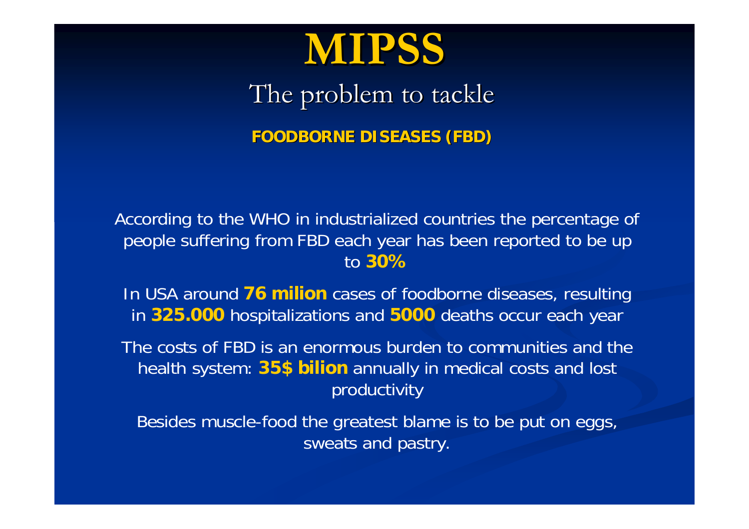# MIPSS

## The problem to tackle

**FOODBORNE DISEASES (FBD)**

According to the WHO in industrialized countries the percentage of people suffering from FBD each year has been reported to be up to **30%**

In USA around **76 milion** cases of foodborne diseases, resulting in **325.000** hospitalizations and **5000** deaths occur each year

The costs of FBD is an enormous burden to communities and the health system: **35$ bilion** annually in medical costs and lost productivity

Besides muscle-food the greatest blame is to be put on eggs, sweats and pastry.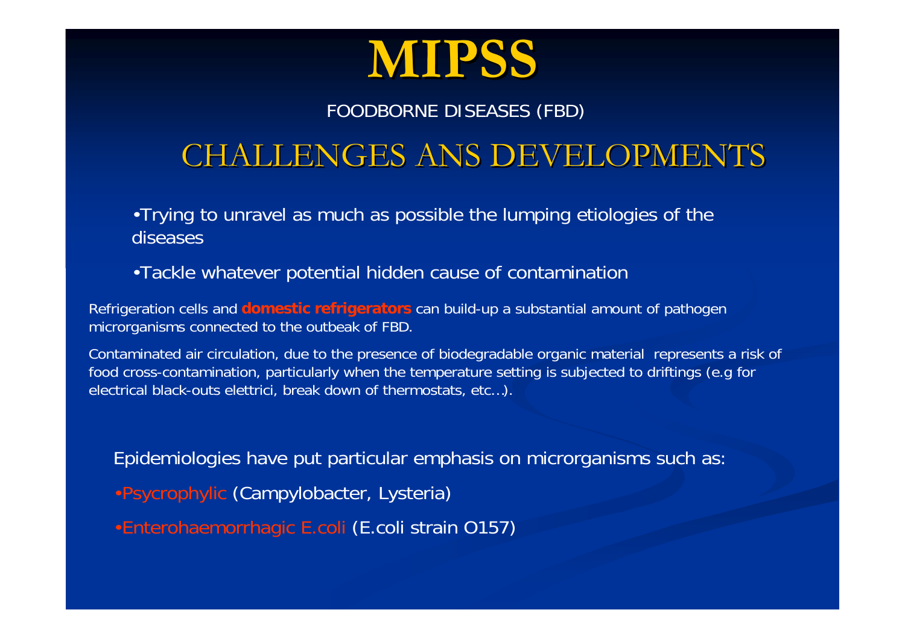# MIPSS

FOODBORNE DISEASES (FBD)

## CHALLENGES ANS DEVELOPMENTS

- Trying to unravel as much as possible the lumping etiologies of the diseases
- Tackle whatever potential hidden cause of contamination

Refrigeration cells and **domestic refrigerators** can build-up a substantial amount of pathogen microrganisms connected to the outbeak of FBD.

Contaminated air circulation, due to the presence of biodegradable organic material represents a risk of food cross-contamination, particularly when the temperature setting is subjected to driftings (e.g for electrical black-outs elettrici, break down of thermostats, etc…).

Epidemiologies have put particular emphasis on microrganisms such as:

- Psycrophylic (Campylobacter, Lysteria)
- Enterohaemorrhagic E.coli (E.coli strain O157)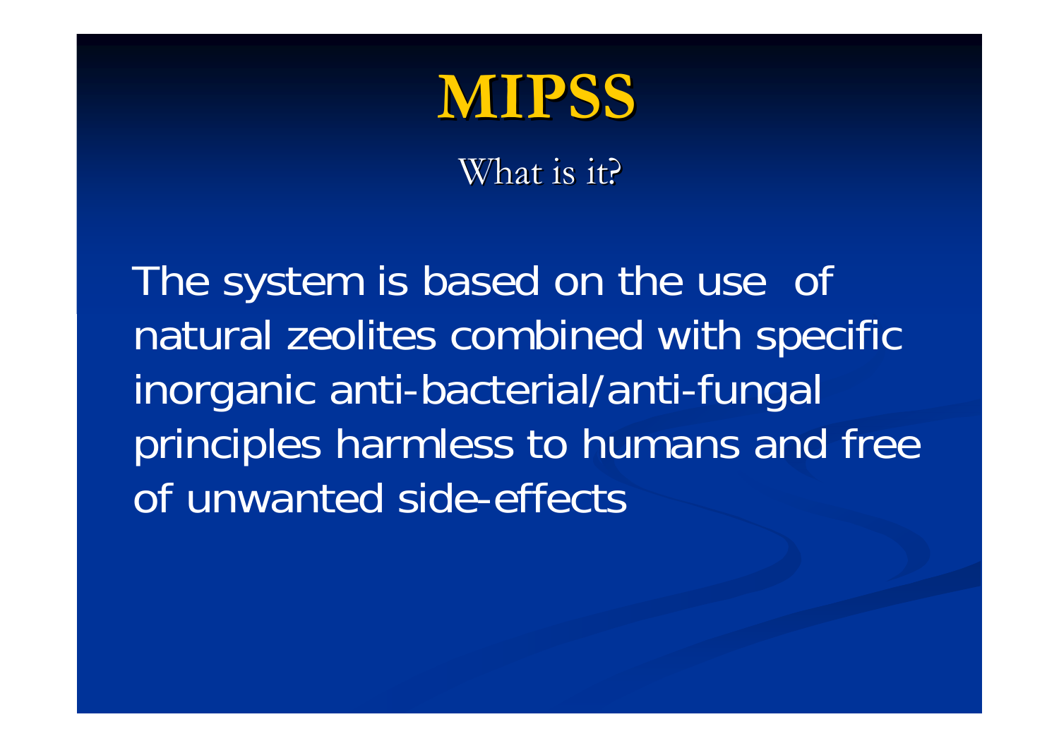# MIPSS

What is it?

The system is based on the use of natural zeolites combined with specific inorganic anti-bacterial/anti-fungal principles harmless to humans and free of unwanted side-effects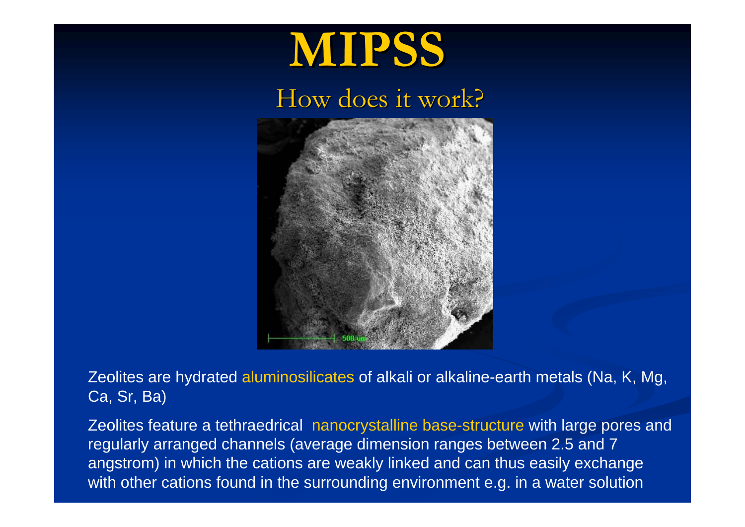# MIPSS

## How does it work?

Zeolites are hydrated aluminosilicates of alkali or alkaline-earth metals (Na, K, Mg, Ca, Sr, Ba)

Zeolites feature a tethraedrical nanocrystalline base-structure with large pores and regularly arranged channels (average dimension ranges between 2.5 and 7 angstrom) in which the cations are weakly linked and can thus easily exchange with other cations found in the surrounding environment e.g. in a water solution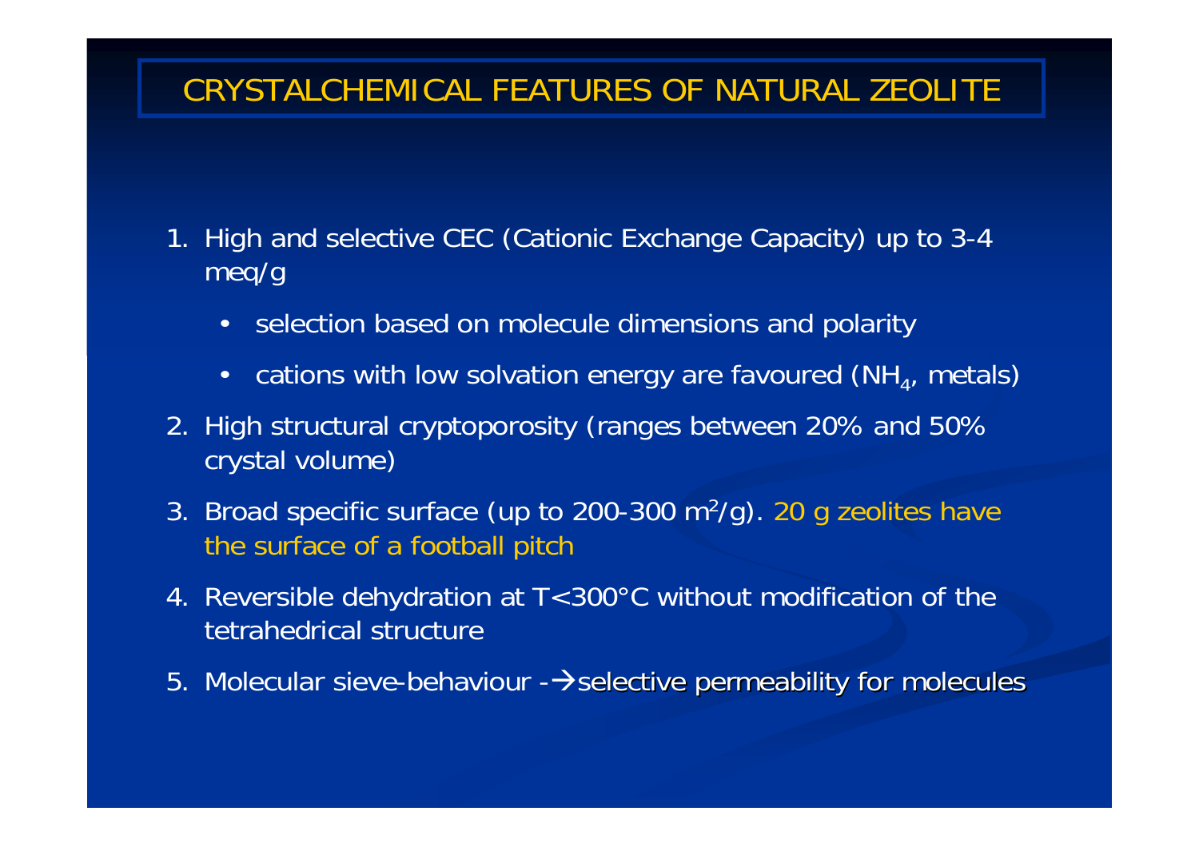# CRYSTALCHEMICAL FEATURES OF NATURAL ZEOLITE

1. High and selective CEC (Cationic Exchange Capacity) up to 3-4 meq/g
   - selection based on molecule dimensions and polarity
   - cations with low solvation energy are favoured ($NH_4$, metals)
2. High structural cryptoporosity (ranges between 20% and 50% crystal volume)
3. Broad specific surface (up to 200-300 $m^2/g$). 20 g zeolites have the surface of a football pitch
4. Reversible dehydration at T<300°C without modification of the tetrahedrical structure
5. Molecular sieve-behaviour -→selective permeability for molecules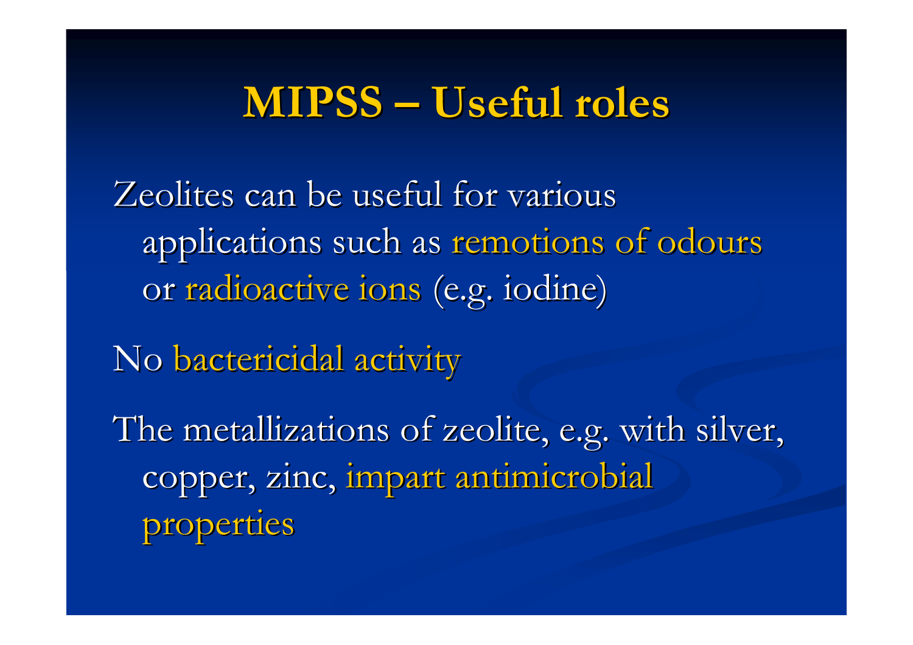# MIPSS – Useful roles

Zeolites can be useful for various applications such as remotions of odours or radioactive ions (e.g. iodine)

No bactericidal activity

The metallizations of zeolite, e.g. with silver, copper, zinc, impart antimicrobial properties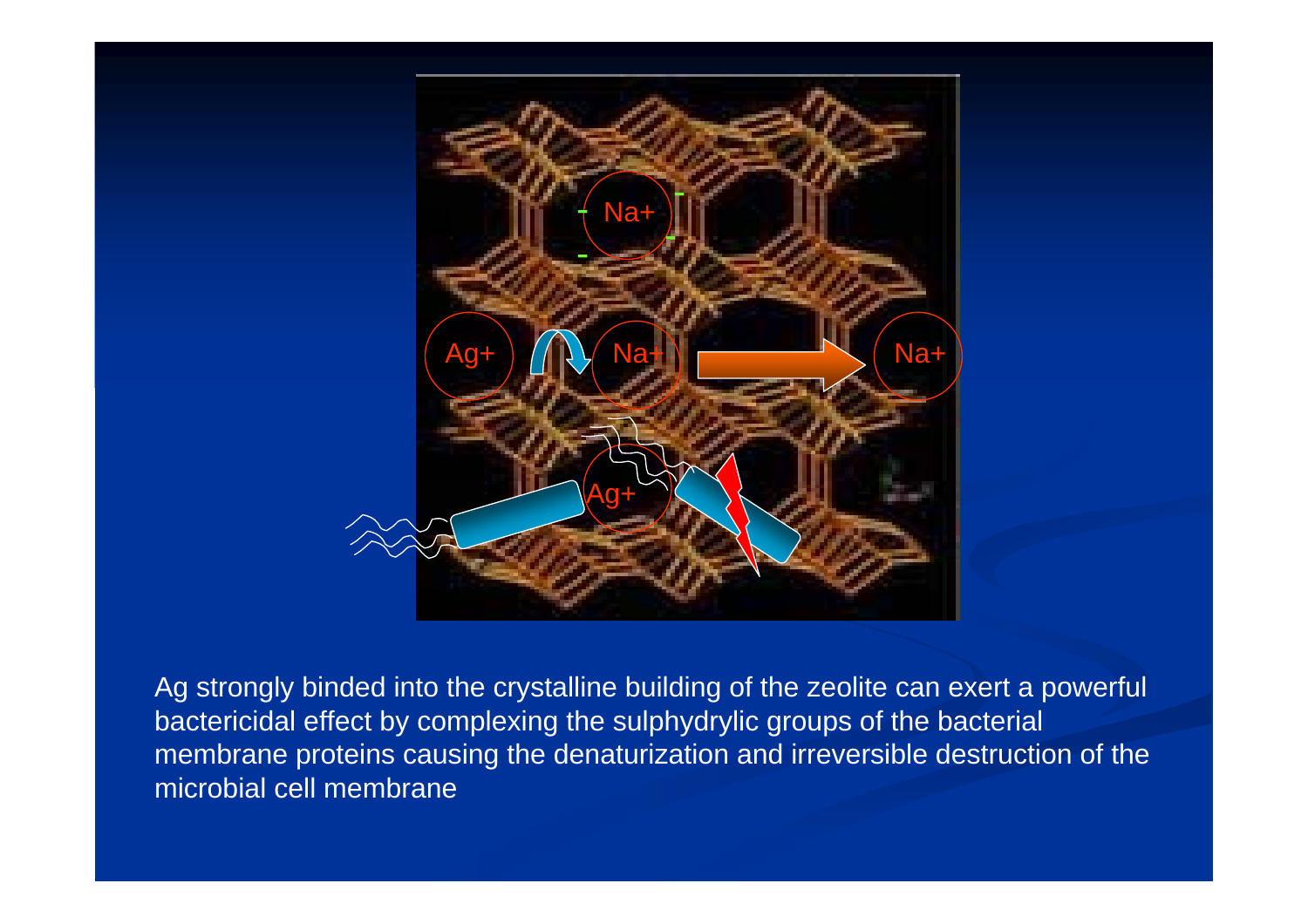Ag strongly binded into the crystalline building of the zeolite can exert a powerful bactericidal effect by complexing the sulphydrylic groups of the bacterial membrane proteins causing the denaturization and irreversible destruction of the microbial cell membrane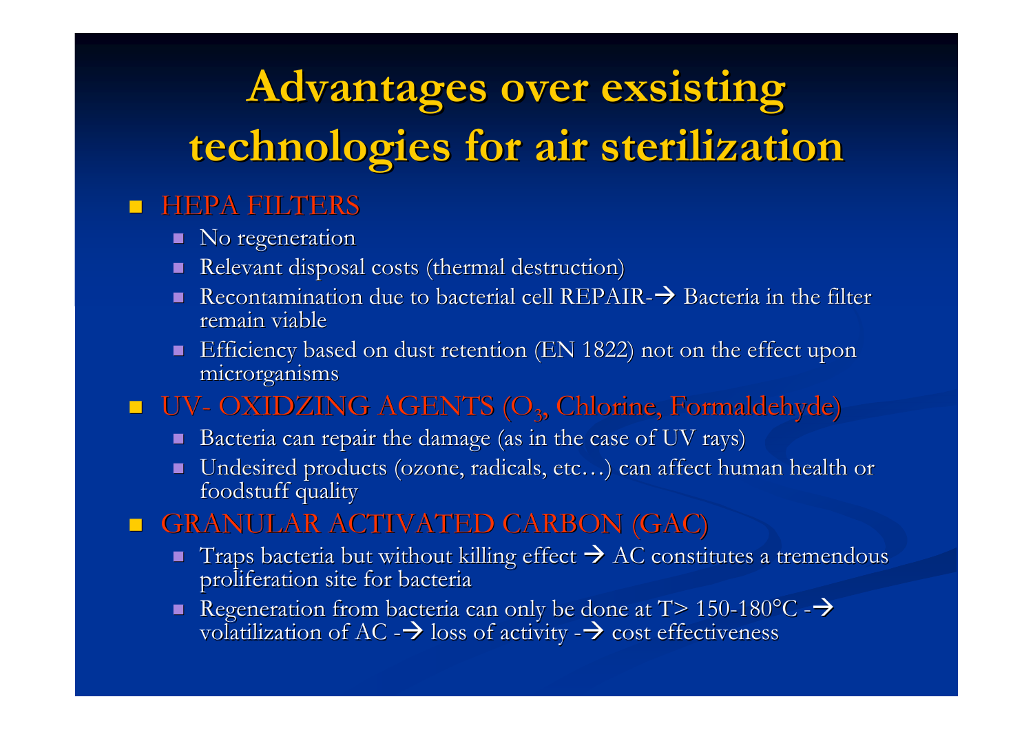# Advantages over exsisting technologies for air sterilization

- HEPA FILTERS
  - No regeneration
  - Relevant disposal costs (thermal destruction)
  - Recontamination due to bacterial cell REPAIR-→ Bacteria in the filter remain viable
  - Efficiency based on dust retention (EN 1822) not on the effect upon microrganisms
- UV- OXIDZING AGENTS ($O_3$, Chlorine, Formaldehyde)
  - Bacteria can repair the damage (as in the case of UV rays)
  - Undesired products (ozone, radicals, etc…) can affect human health or foodstuff quality
- GRANULAR ACTIVATED CARBON (GAC)
  - Traps bacteria but without killing effect → AC constitutes a tremendous proliferation site for bacteria
  - Regeneration from bacteria can only be done at T> 150-180°C -→ volatilization of AC -→ loss of activity -→ cost effectiveness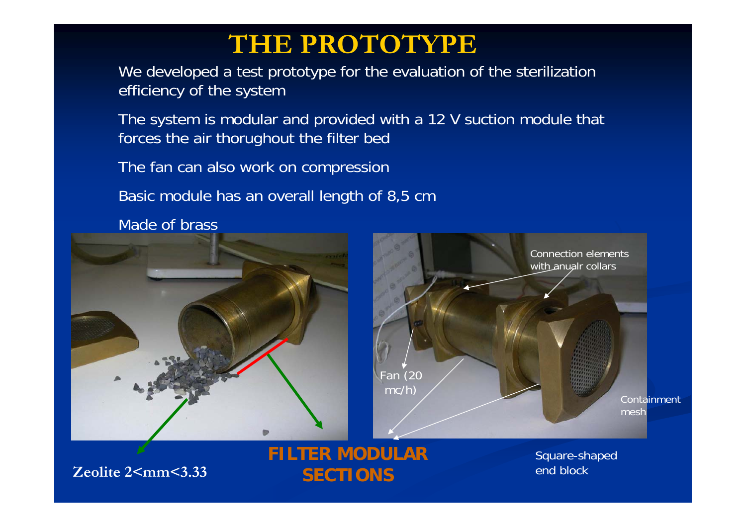# THE PROTOTYPE

We developed a test prototype for the evaluation of the sterilization efficiency of the system

The system is modular and provided with a 12 V suction module that forces the air thorughout the filter bed

The fan can also work on compression

Basic module has an overall length of 8,5 cm

Made of brass

Connection elements with anualr collars

Fan (20 mc/h)

Containment mesh

**Zeolite 2<mm<3.33**

**FILTER MODULAR SECTIONS**

Square-shaped end block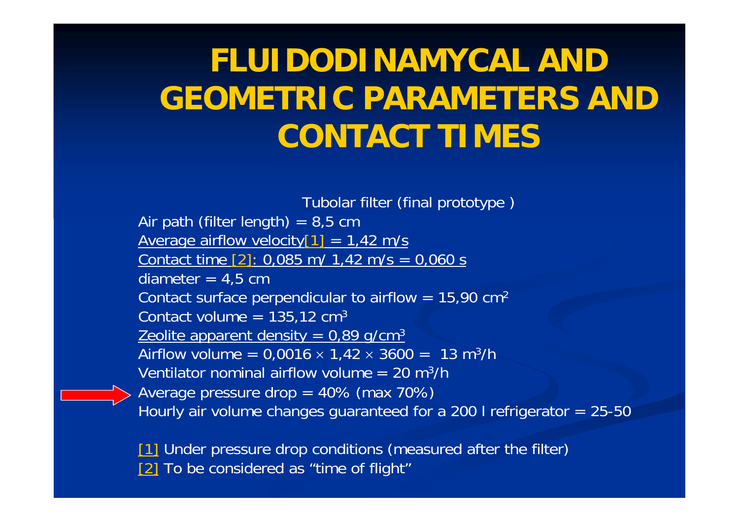# FLUIDODINAMYCAL AND GEOMETRIC PARAMETERS AND CONTACT TIMES

Tubolar filter (final prototype )

Air path (filter length) = 8,5 cm

Average airflow velocity[1] = 1,42 m/s

Contact time [2]: 0,085 m/ 1,42 m/s = 0,060 s

diameter = 4,5 cm

Contact surface perpendicular to airflow = 15,90 $cm^2$

Contact volume = 135,12 $cm^3$

Zeolite apparent density = 0,89 $g/cm^3$

Airflow volume = $0{,}0016 \times 1{,}42 \times 3600$ = 13 $m^3/h$

Ventilator nominal airflow volume = 20 $m^3/h$

Average pressure drop = 40% (max 70%)

Hourly air volume changes guaranteed for a 200 l refrigerator = 25-50

[1] Under pressure drop conditions (measured after the filter)

[2] To be considered as "time of flight"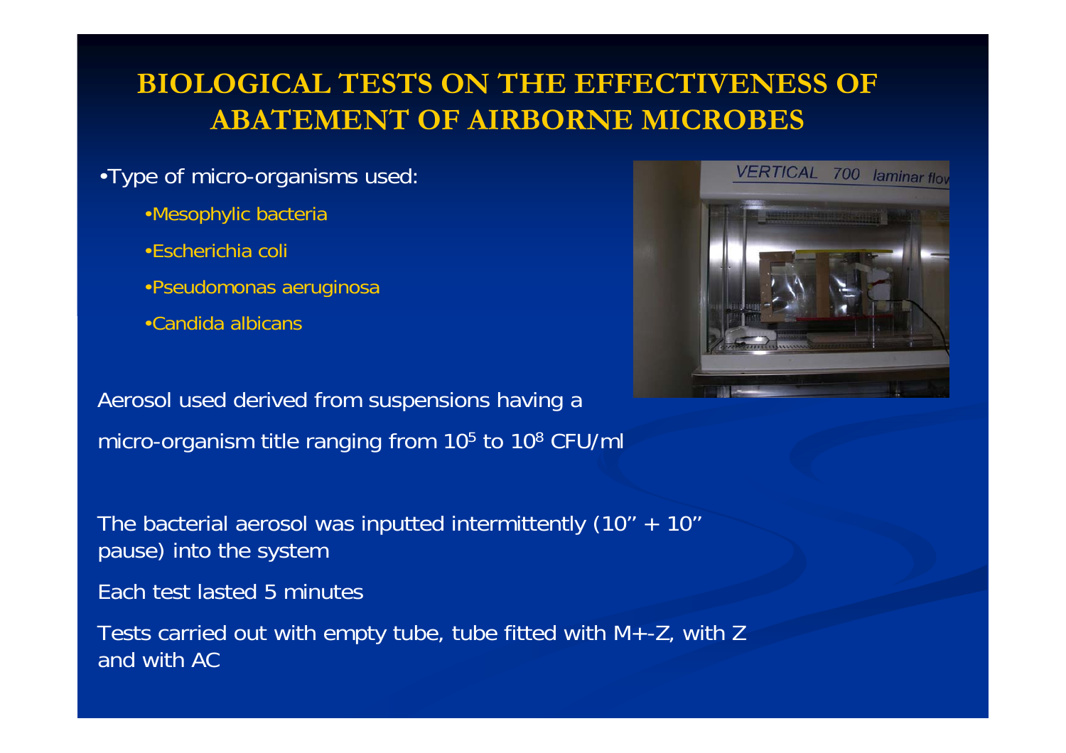# BIOLOGICAL TESTS ON THE EFFECTIVENESS OF ABATEMENT OF AIRBORNE MICROBES

- Type of micro-organisms used:
  - Mesophylic bacteria
  - Escherichia coli
  - Pseudomonas aeruginosa
  - Candida albicans

Aerosol used derived from suspensions having a micro-organism title ranging from $10^5$ to $10^8$ CFU/ml

The bacterial aerosol was inputted intermittently (10'' + 10'' pause) into the system

Each test lasted 5 minutes

Tests carried out with empty tube, tube fitted with M+-Z, with Z and with AC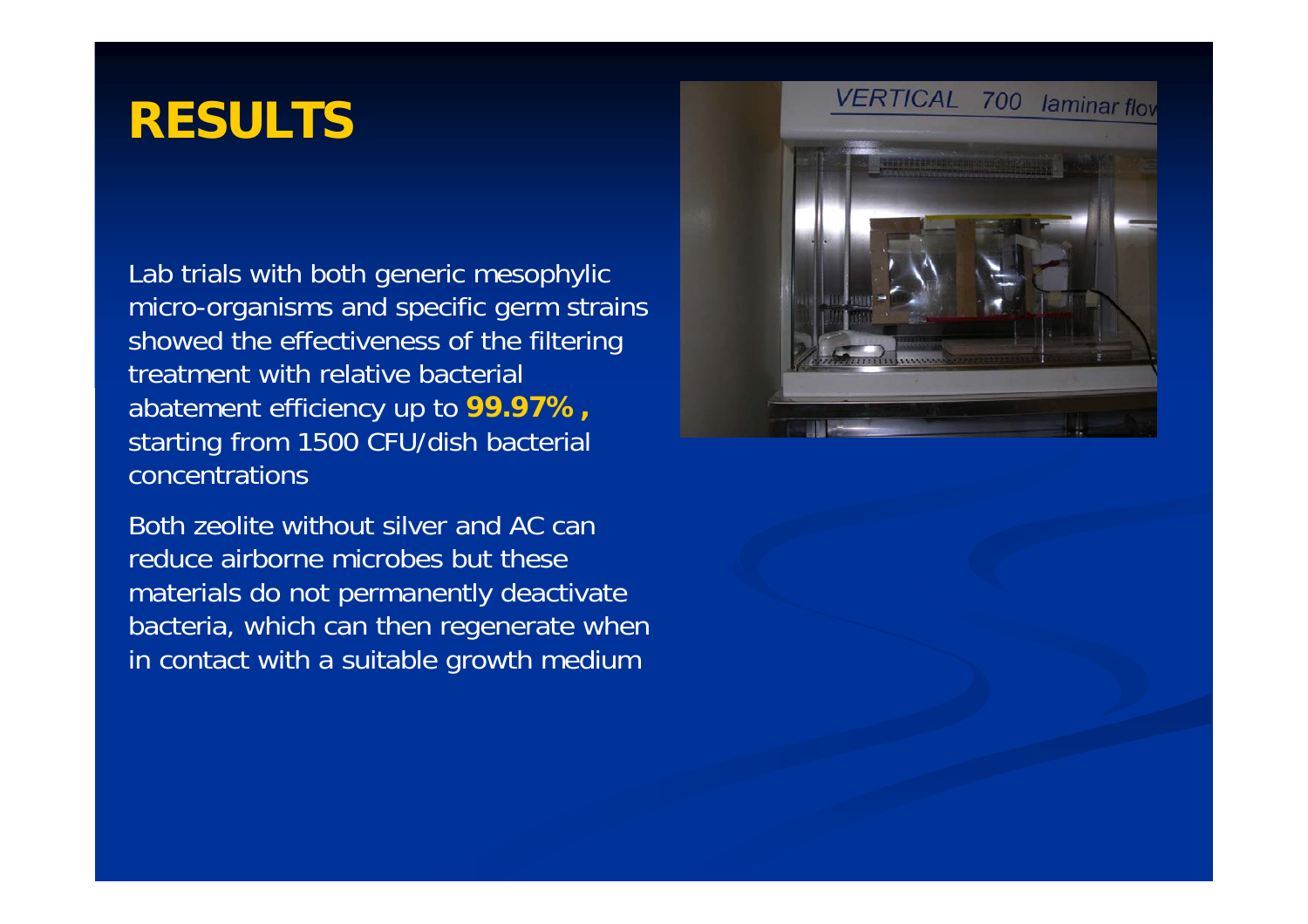# RESULTS

Lab trials with both generic mesophylic micro-organisms and specific germ strains showed the effectiveness of the filtering treatment with relative bacterial abatement efficiency up to **99.97% ,** starting from 1500 CFU/dish bacterial concentrations

Both zeolite without silver and AC can reduce airborne microbes but these materials do not permanently deactivate bacteria, which can then regenerate when in contact with a suitable growth medium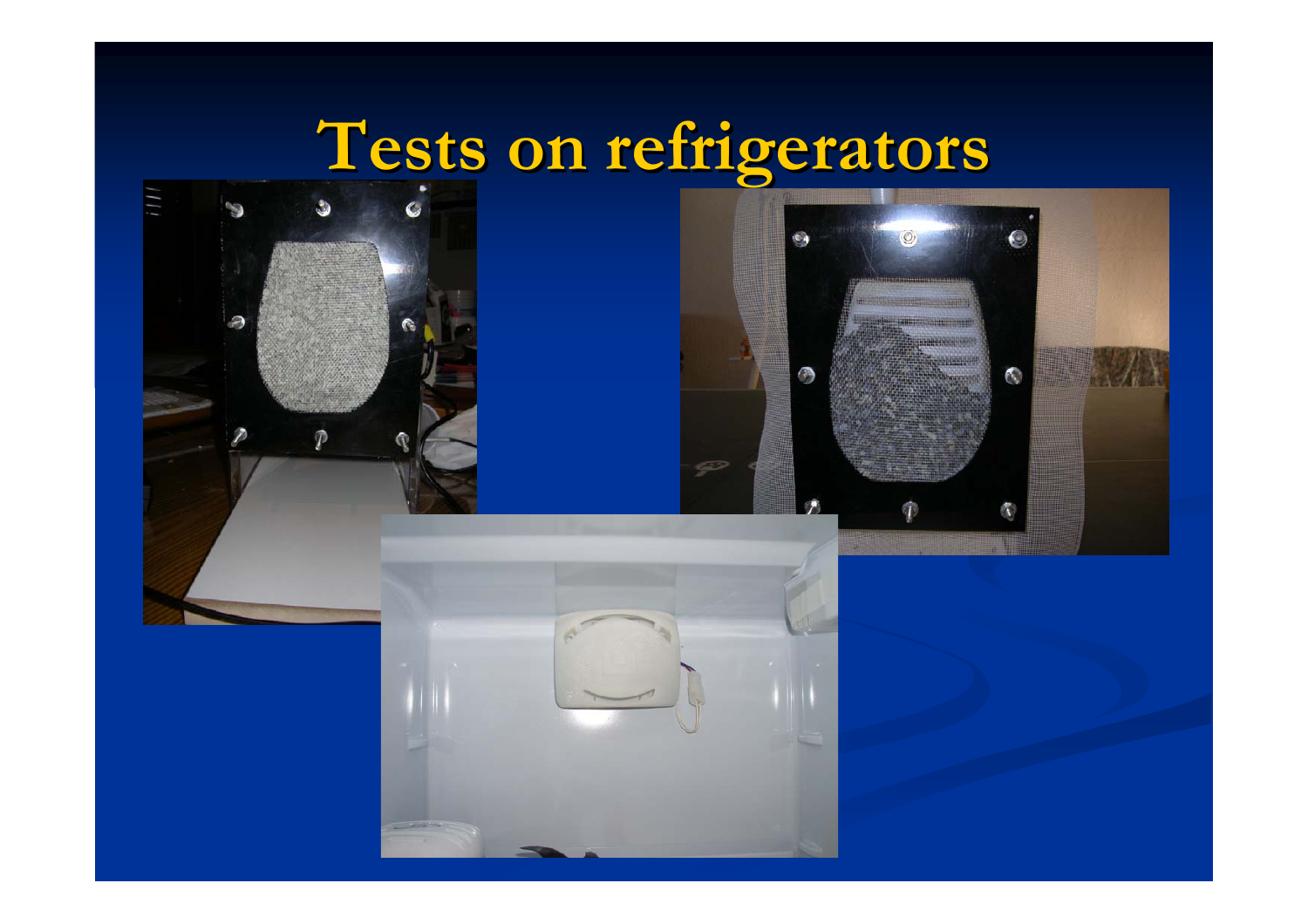# Tests on refrigerators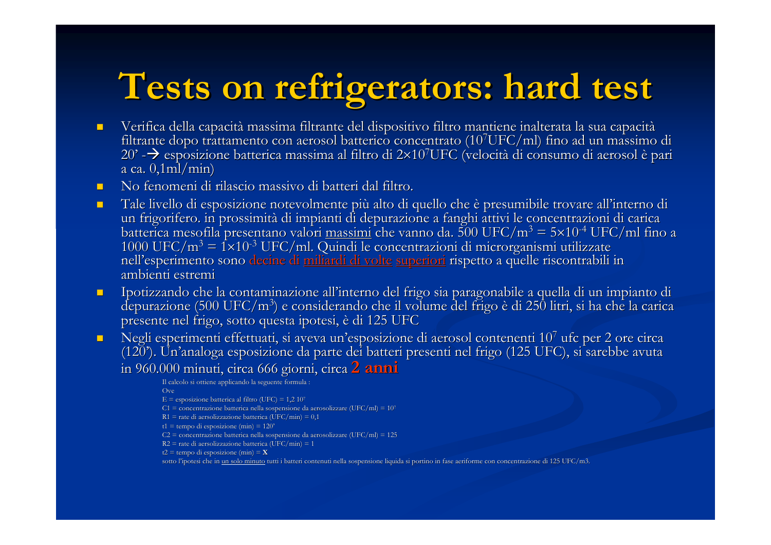# Tests on refrigerators: hard test

- Verifica della capacità massima filtrante del dispositivo filtro mantiene inalterata la sua capacità filtrante dopo trattamento con aerosol batterico concentrato ($10^7$UFC/ml) fino ad un massimo di 20' -→ esposizione batterica massima al filtro di $2\times10^7$UFC (velocità di consumo di aerosol è pari a ca. 0,1ml/min)
- No fenomeni di rilascio massivo di batteri dal filtro.
- Tale livello di esposizione notevolmente più alto di quello che è presumibile trovare all'interno di un frigorifero. in prossimità di impianti di depurazione a fanghi attivi le concentrazioni di carica batterica mesofila presentano valori massimi che vanno da. 500 UFC/$m^3$ = $5\times10^{-4}$ UFC/ml fino a 1000 UFC/$m^3$ = $1\times10^{-3}$ UFC/ml. Quindi le concentrazioni di microrganismi utilizzate nell'esperimento sono decine di miliardi di volte superiori rispetto a quelle riscontrabili in ambienti estremi
- Ipotizzando che la contaminazione all'interno del frigo sia paragonabile a quella di un impianto di depurazione (500 UFC/$m^3$) e considerando che il volume del frigo è di 250 litri, si ha che la carica presente nel frigo, sotto questa ipotesi, è di 125 UFC
- Negli esperimenti effettuati, si aveva un'esposizione di aerosol contenenti $10^7$ ufc per 2 ore circa (120'). Un'analoga esposizione da parte dei batteri presenti nel frigo (125 UFC), si sarebbe avuta in 960.000 minuti, circa 666 giorni, circa **2 anni**

Il calcolo si ottiene applicando la seguente formula :

Ove

E = esposizione batterica al filtro (UFC) = 1,2 $10^7$

C1 = concentrazione batterica nella sospensione da aerosolizzare (UFC/ml) = $10^7$

R1 = rate di aersolizzazione batterica (UFC/min) = 0,1

t1 = tempo di esposizione (min) = 120'

C2 = concentrazione batterica nella sospensione da aerosolizzare (UFC/ml) = 125

R2 = rate di aersolizzazione batterica (UFC/min) = 1

t2 = tempo di esposizione (min) = **X**

sotto l'ipotesi che in un solo minuto tutti i batteri contenuti nella sospensione liquida si portino in fase aeriforme con concentrazione di 125 UFC/m3.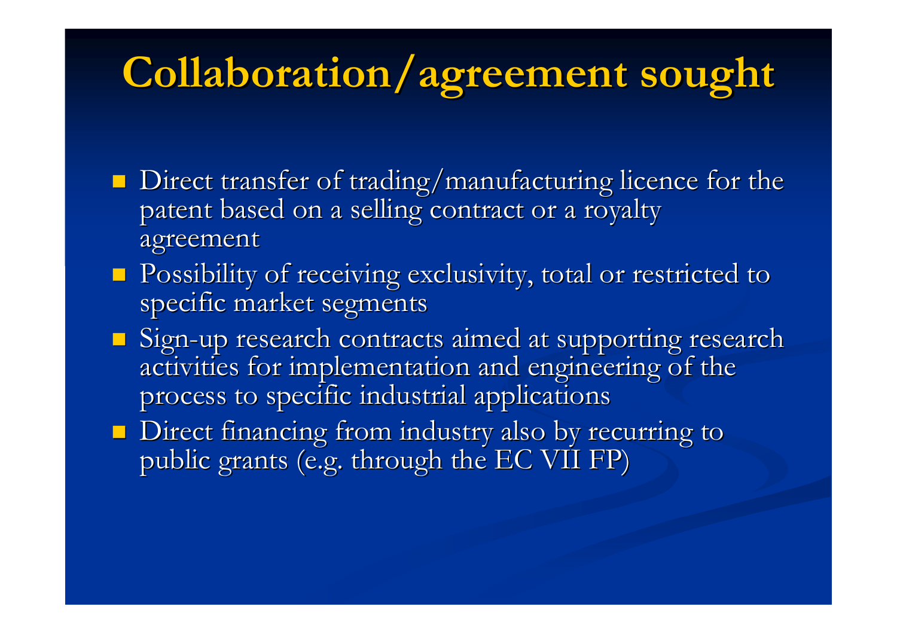# Collaboration/agreement sought

- Direct transfer of trading/manufacturing licence for the patent based on a selling contract or a royalty agreement
- Possibility of receiving exclusivity, total or restricted to specific market segments
- Sign-up research contracts aimed at supporting research activities for implementation and engineering of the process to specific industrial applications
- Direct financing from industry also by recurring to public grants (e.g. through the EC VII FP)